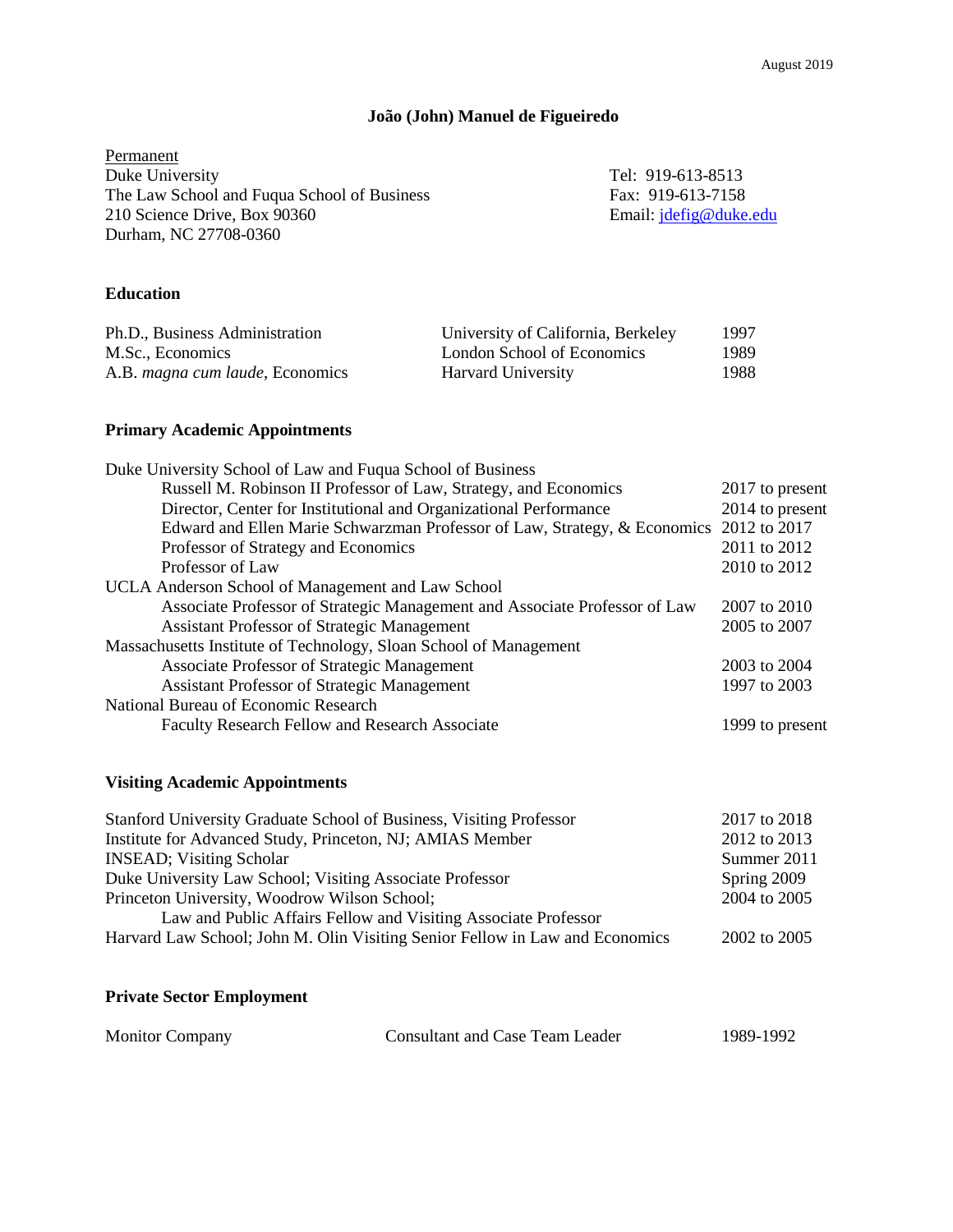August 2019

# João (John) Manuel de Figueiredo

Permanent
Duke University
The Law School and Fuqua School of Business
210 Science Drive, Box 90360
Durham, NC 27708-0360

Tel: 919-613-8513
Fax: 919-613-7158
Email: jdefig@duke.edu

## Education

| | | |
|---|---|---|
| Ph.D., Business Administration | University of California, Berkeley | 1997 |
| M.Sc., Economics | London School of Economics | 1989 |
| A.B. *magna cum laude*, Economics | Harvard University | 1988 |

## Primary Academic Appointments

| | |
|---|---|
| Duke University School of Law and Fuqua School of Business | |
| Russell M. Robinson II Professor of Law, Strategy, and Economics | 2017 to present |
| Director, Center for Institutional and Organizational Performance | 2014 to present |
| Edward and Ellen Marie Schwarzman Professor of Law, Strategy, & Economics | 2012 to 2017 |
| Professor of Strategy and Economics | 2011 to 2012 |
| Professor of Law | 2010 to 2012 |
| UCLA Anderson School of Management and Law School | |
| Associate Professor of Strategic Management and Associate Professor of Law | 2007 to 2010 |
| Assistant Professor of Strategic Management | 2005 to 2007 |
| Massachusetts Institute of Technology, Sloan School of Management | |
| Associate Professor of Strategic Management | 2003 to 2004 |
| Assistant Professor of Strategic Management | 1997 to 2003 |
| National Bureau of Economic Research | |
| Faculty Research Fellow and Research Associate | 1999 to present |

## Visiting Academic Appointments

| | |
|---|---|
| Stanford University Graduate School of Business, Visiting Professor | 2017 to 2018 |
| Institute for Advanced Study, Princeton, NJ; AMIAS Member | 2012 to 2013 |
| INSEAD; Visiting Scholar | Summer 2011 |
| Duke University Law School; Visiting Associate Professor | Spring 2009 |
| Princeton University, Woodrow Wilson School; Law and Public Affairs Fellow and Visiting Associate Professor | 2004 to 2005 |
| Harvard Law School; John M. Olin Visiting Senior Fellow in Law and Economics | 2002 to 2005 |

## Private Sector Employment

| | | |
|---|---|---|
| Monitor Company | Consultant and Case Team Leader | 1989-1992 |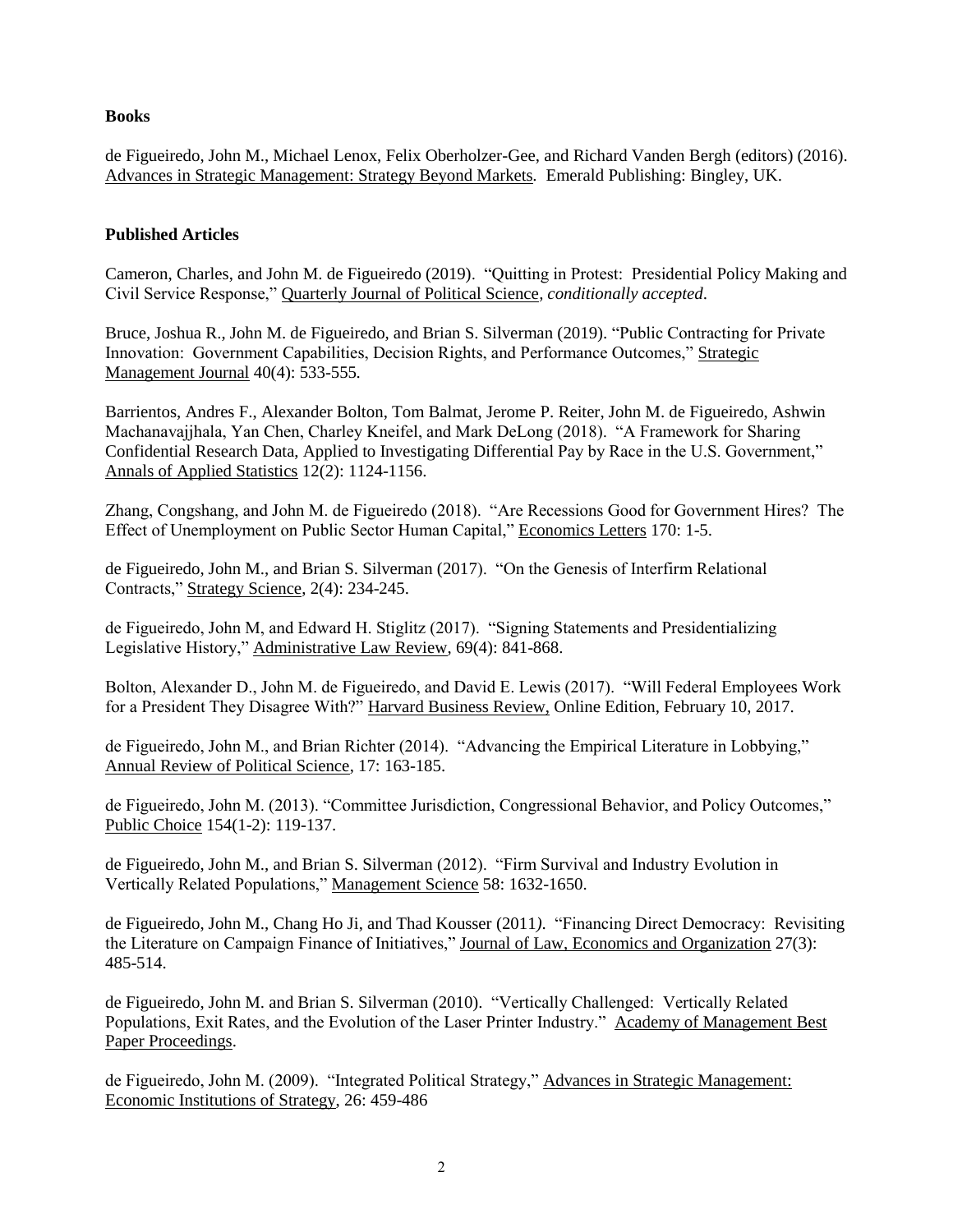**Books**

de Figueiredo, John M., Michael Lenox, Felix Oberholzer-Gee, and Richard Vanden Bergh (editors) (2016). Advances in Strategic Management: Strategy Beyond Markets. Emerald Publishing: Bingley, UK.

**Published Articles**

Cameron, Charles, and John M. de Figueiredo (2019). "Quitting in Protest: Presidential Policy Making and Civil Service Response," Quarterly Journal of Political Science, *conditionally accepted*.

Bruce, Joshua R., John M. de Figueiredo, and Brian S. Silverman (2019). "Public Contracting for Private Innovation: Government Capabilities, Decision Rights, and Performance Outcomes," Strategic Management Journal 40(4): 533-555.

Barrientos, Andres F., Alexander Bolton, Tom Balmat, Jerome P. Reiter, John M. de Figueiredo, Ashwin Machanavajjhala, Yan Chen, Charley Kneifel, and Mark DeLong (2018). "A Framework for Sharing Confidential Research Data, Applied to Investigating Differential Pay by Race in the U.S. Government," Annals of Applied Statistics 12(2): 1124-1156.

Zhang, Congshang, and John M. de Figueiredo (2018). "Are Recessions Good for Government Hires? The Effect of Unemployment on Public Sector Human Capital," Economics Letters 170: 1-5.

de Figueiredo, John M., and Brian S. Silverman (2017). "On the Genesis of Interfirm Relational Contracts," Strategy Science, 2(4): 234-245.

de Figueiredo, John M, and Edward H. Stiglitz (2017). "Signing Statements and Presidentializing Legislative History," Administrative Law Review, 69(4): 841-868.

Bolton, Alexander D., John M. de Figueiredo, and David E. Lewis (2017). "Will Federal Employees Work for a President They Disagree With?" Harvard Business Review, Online Edition, February 10, 2017.

de Figueiredo, John M., and Brian Richter (2014). "Advancing the Empirical Literature in Lobbying," Annual Review of Political Science, 17: 163-185.

de Figueiredo, John M. (2013). "Committee Jurisdiction, Congressional Behavior, and Policy Outcomes," Public Choice 154(1-2): 119-137.

de Figueiredo, John M., and Brian S. Silverman (2012). "Firm Survival and Industry Evolution in Vertically Related Populations," Management Science 58: 1632-1650.

de Figueiredo, John M., Chang Ho Ji, and Thad Kousser (2011*)*. "Financing Direct Democracy: Revisiting the Literature on Campaign Finance of Initiatives," Journal of Law, Economics and Organization 27(3): 485-514.

de Figueiredo, John M. and Brian S. Silverman (2010). "Vertically Challenged: Vertically Related Populations, Exit Rates, and the Evolution of the Laser Printer Industry." Academy of Management Best Paper Proceedings.

de Figueiredo, John M. (2009). "Integrated Political Strategy," Advances in Strategic Management: Economic Institutions of Strategy, 26: 459-486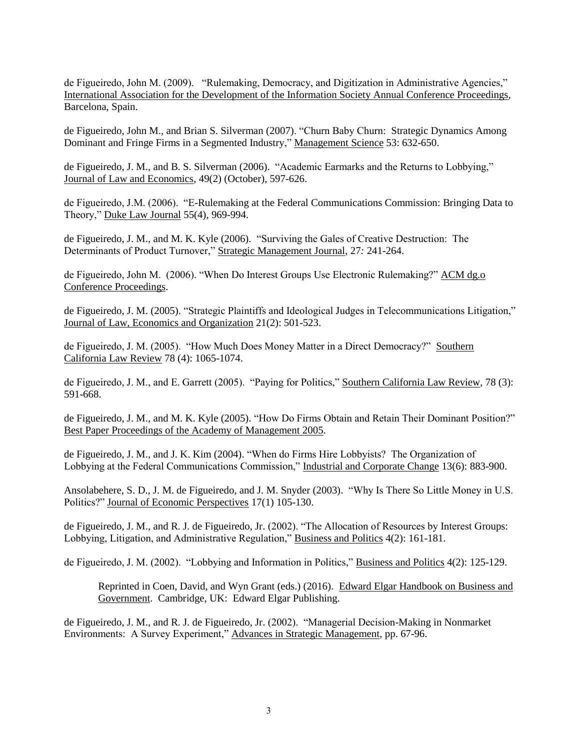de Figueiredo, John M. (2009). "Rulemaking, Democracy, and Digitization in Administrative Agencies," International Association for the Development of the Information Society Annual Conference Proceedings, Barcelona, Spain.

de Figueiredo, John M., and Brian S. Silverman (2007). "Churn Baby Churn: Strategic Dynamics Among Dominant and Fringe Firms in a Segmented Industry," Management Science 53: 632-650.

de Figueiredo, J. M., and B. S. Silverman (2006). "Academic Earmarks and the Returns to Lobbying," Journal of Law and Economics, 49(2) (October), 597-626.

de Figueiredo, J.M. (2006). "E-Rulemaking at the Federal Communications Commission: Bringing Data to Theory," Duke Law Journal 55(4), 969-994.

de Figueiredo, J. M., and M. K. Kyle (2006). "Surviving the Gales of Creative Destruction: The Determinants of Product Turnover," Strategic Management Journal, 27: 241-264.

de Figueiredo, John M. (2006). "When Do Interest Groups Use Electronic Rulemaking?" ACM dg.o Conference Proceedings.

de Figueiredo, J. M. (2005). "Strategic Plaintiffs and Ideological Judges in Telecommunications Litigation," Journal of Law, Economics and Organization 21(2): 501-523.

de Figueiredo, J. M. (2005). "How Much Does Money Matter in a Direct Democracy?" Southern California Law Review 78 (4): 1065-1074.

de Figueiredo, J. M., and E. Garrett (2005). "Paying for Politics," Southern California Law Review, 78 (3): 591-668.

de Figueiredo, J. M., and M. K. Kyle (2005). "How Do Firms Obtain and Retain Their Dominant Position?" Best Paper Proceedings of the Academy of Management 2005.

de Figueiredo, J. M., and J. K. Kim (2004). "When do Firms Hire Lobbyists? The Organization of Lobbying at the Federal Communications Commission," Industrial and Corporate Change 13(6): 883-900.

Ansolabehere, S. D., J. M. de Figueiredo, and J. M. Snyder (2003). "Why Is There So Little Money in U.S. Politics?" Journal of Economic Perspectives 17(1) 105-130.

de Figueiredo, J. M., and R. J. de Figueiredo, Jr. (2002). "The Allocation of Resources by Interest Groups: Lobbying, Litigation, and Administrative Regulation," Business and Politics 4(2): 161-181.

de Figueiredo, J. M. (2002). "Lobbying and Information in Politics," Business and Politics 4(2): 125-129.

> Reprinted in Coen, David, and Wyn Grant (eds.) (2016). Edward Elgar Handbook on Business and Government. Cambridge, UK: Edward Elgar Publishing.

de Figueiredo, J. M., and R. J. de Figueiredo, Jr. (2002). "Managerial Decision-Making in Nonmarket Environments: A Survey Experiment," Advances in Strategic Management, pp. 67-96.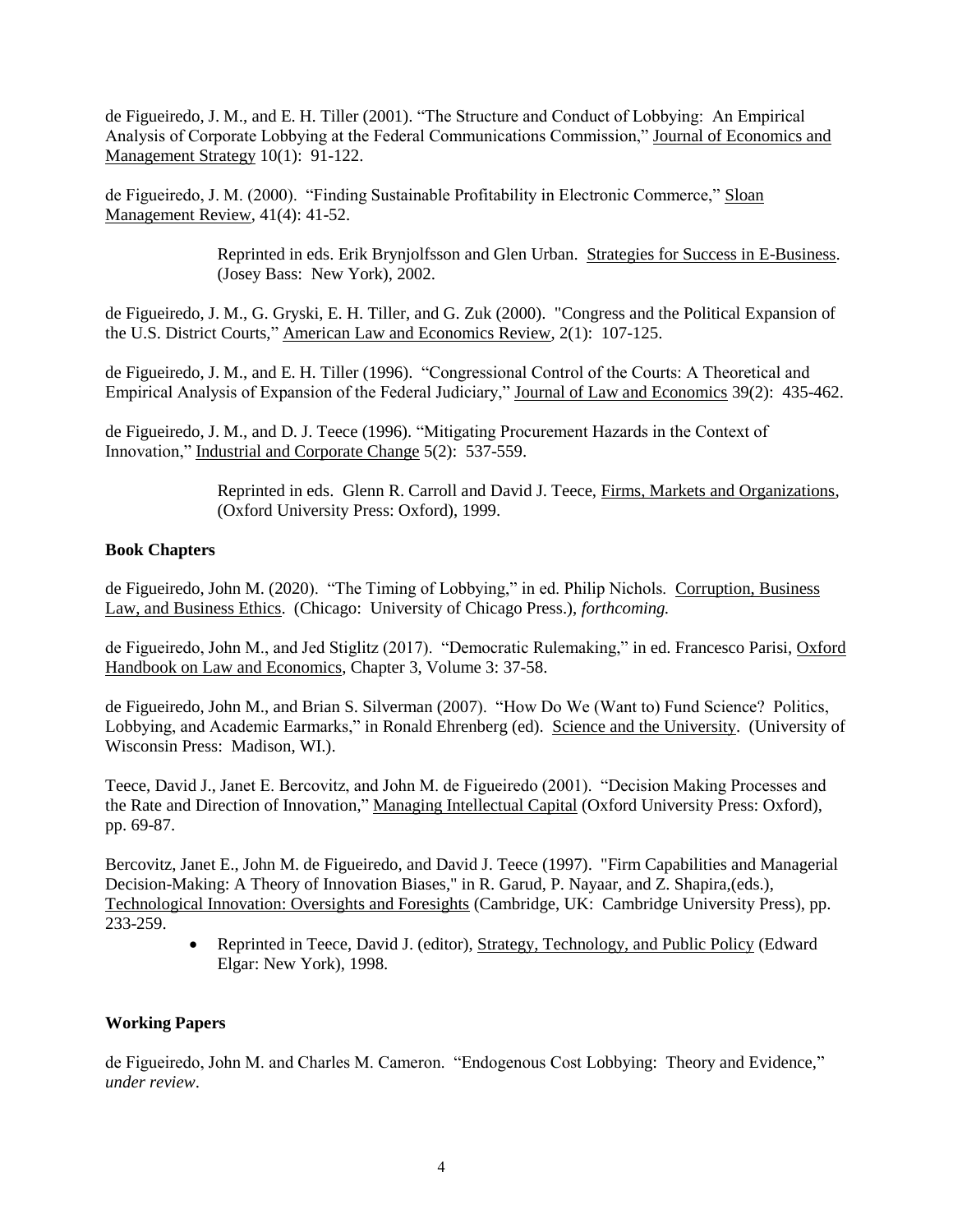de Figueiredo, J. M., and E. H. Tiller (2001). "The Structure and Conduct of Lobbying: An Empirical Analysis of Corporate Lobbying at the Federal Communications Commission," Journal of Economics and Management Strategy 10(1): 91-122.

de Figueiredo, J. M. (2000). "Finding Sustainable Profitability in Electronic Commerce," Sloan Management Review, 41(4): 41-52.

> Reprinted in eds. Erik Brynjolfsson and Glen Urban. Strategies for Success in E-Business. (Josey Bass: New York), 2002.

de Figueiredo, J. M., G. Gryski, E. H. Tiller, and G. Zuk (2000). "Congress and the Political Expansion of the U.S. District Courts," American Law and Economics Review, 2(1): 107-125.

de Figueiredo, J. M., and E. H. Tiller (1996). "Congressional Control of the Courts: A Theoretical and Empirical Analysis of Expansion of the Federal Judiciary," Journal of Law and Economics 39(2): 435-462.

de Figueiredo, J. M., and D. J. Teece (1996). "Mitigating Procurement Hazards in the Context of Innovation," Industrial and Corporate Change 5(2): 537-559.

> Reprinted in eds. Glenn R. Carroll and David J. Teece, Firms, Markets and Organizations, (Oxford University Press: Oxford), 1999.

**Book Chapters**

de Figueiredo, John M. (2020). "The Timing of Lobbying," in ed. Philip Nichols. Corruption, Business Law, and Business Ethics. (Chicago: University of Chicago Press.), *forthcoming.*

de Figueiredo, John M., and Jed Stiglitz (2017). "Democratic Rulemaking," in ed. Francesco Parisi, Oxford Handbook on Law and Economics, Chapter 3, Volume 3: 37-58.

de Figueiredo, John M., and Brian S. Silverman (2007). "How Do We (Want to) Fund Science? Politics, Lobbying, and Academic Earmarks," in Ronald Ehrenberg (ed). Science and the University. (University of Wisconsin Press: Madison, WI.).

Teece, David J., Janet E. Bercovitz, and John M. de Figueiredo (2001). "Decision Making Processes and the Rate and Direction of Innovation," Managing Intellectual Capital (Oxford University Press: Oxford), pp. 69-87.

Bercovitz, Janet E., John M. de Figueiredo, and David J. Teece (1997). "Firm Capabilities and Managerial Decision-Making: A Theory of Innovation Biases," in R. Garud, P. Nayaar, and Z. Shapira,(eds.), Technological Innovation: Oversights and Foresights (Cambridge, UK: Cambridge University Press), pp. 233-259.

- Reprinted in Teece, David J. (editor), Strategy, Technology, and Public Policy (Edward Elgar: New York), 1998.

**Working Papers**

de Figueiredo, John M. and Charles M. Cameron. "Endogenous Cost Lobbying: Theory and Evidence," *under review*.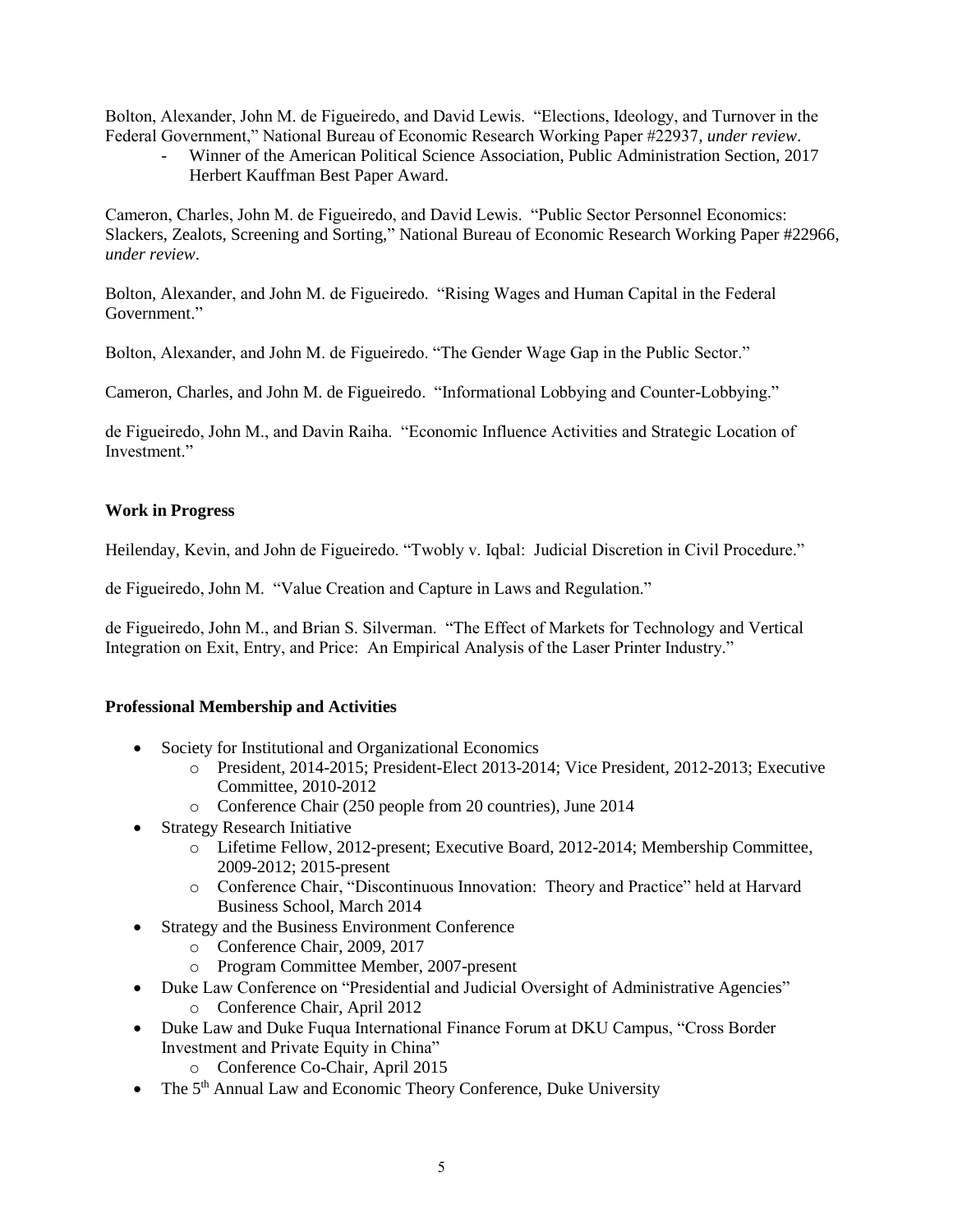Bolton, Alexander, John M. de Figueiredo, and David Lewis. "Elections, Ideology, and Turnover in the Federal Government," National Bureau of Economic Research Working Paper #22937, *under review*.

- Winner of the American Political Science Association, Public Administration Section, 2017 Herbert Kauffman Best Paper Award.

Cameron, Charles, John M. de Figueiredo, and David Lewis. "Public Sector Personnel Economics: Slackers, Zealots, Screening and Sorting," National Bureau of Economic Research Working Paper #22966, *under review*.

Bolton, Alexander, and John M. de Figueiredo. "Rising Wages and Human Capital in the Federal Government."

Bolton, Alexander, and John M. de Figueiredo. "The Gender Wage Gap in the Public Sector."

Cameron, Charles, and John M. de Figueiredo. "Informational Lobbying and Counter-Lobbying."

de Figueiredo, John M., and Davin Raiha. "Economic Influence Activities and Strategic Location of Investment."

**Work in Progress**

Heilenday, Kevin, and John de Figueiredo. "Twobly v. Iqbal: Judicial Discretion in Civil Procedure."

de Figueiredo, John M. "Value Creation and Capture in Laws and Regulation."

de Figueiredo, John M., and Brian S. Silverman. "The Effect of Markets for Technology and Vertical Integration on Exit, Entry, and Price: An Empirical Analysis of the Laser Printer Industry."

**Professional Membership and Activities**

- Society for Institutional and Organizational Economics
  - President, 2014-2015; President-Elect 2013-2014; Vice President, 2012-2013; Executive Committee, 2010-2012
  - Conference Chair (250 people from 20 countries), June 2014
- Strategy Research Initiative
  - Lifetime Fellow, 2012-present; Executive Board, 2012-2014; Membership Committee, 2009-2012; 2015-present
  - Conference Chair, "Discontinuous Innovation: Theory and Practice" held at Harvard Business School, March 2014
- Strategy and the Business Environment Conference
  - Conference Chair, 2009, 2017
  - Program Committee Member, 2007-present
- Duke Law Conference on "Presidential and Judicial Oversight of Administrative Agencies"
  - Conference Chair, April 2012
- Duke Law and Duke Fuqua International Finance Forum at DKU Campus, "Cross Border Investment and Private Equity in China"
  - Conference Co-Chair, April 2015
- The 5th Annual Law and Economic Theory Conference, Duke University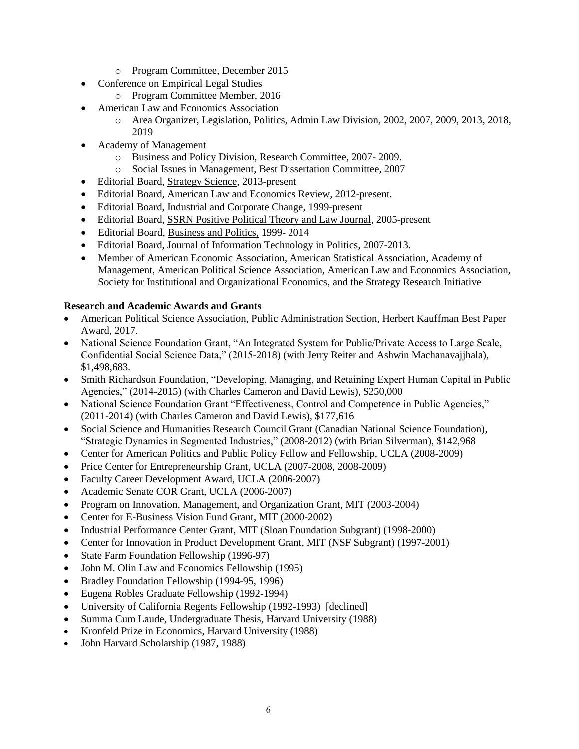- Program Committee, December 2015
- Conference on Empirical Legal Studies
    - Program Committee Member, 2016
- American Law and Economics Association
    - Area Organizer, Legislation, Politics, Admin Law Division, 2002, 2007, 2009, 2013, 2018, 2019
- Academy of Management
    - Business and Policy Division, Research Committee, 2007- 2009.
    - Social Issues in Management, Best Dissertation Committee, 2007
- Editorial Board, Strategy Science, 2013-present
- Editorial Board, American Law and Economics Review, 2012-present.
- Editorial Board, Industrial and Corporate Change, 1999-present
- Editorial Board, SSRN Positive Political Theory and Law Journal, 2005-present
- Editorial Board, Business and Politics, 1999- 2014
- Editorial Board, Journal of Information Technology in Politics, 2007-2013.
- Member of American Economic Association, American Statistical Association, Academy of Management, American Political Science Association, American Law and Economics Association, Society for Institutional and Organizational Economics, and the Strategy Research Initiative

**Research and Academic Awards and Grants**

- American Political Science Association, Public Administration Section, Herbert Kauffman Best Paper Award, 2017.
- National Science Foundation Grant, "An Integrated System for Public/Private Access to Large Scale, Confidential Social Science Data," (2015-2018) (with Jerry Reiter and Ashwin Machanavajjhala), $1,498,683.
- Smith Richardson Foundation, "Developing, Managing, and Retaining Expert Human Capital in Public Agencies," (2014-2015) (with Charles Cameron and David Lewis), $250,000
- National Science Foundation Grant "Effectiveness, Control and Competence in Public Agencies," (2011-2014) (with Charles Cameron and David Lewis), $177,616
- Social Science and Humanities Research Council Grant (Canadian National Science Foundation), "Strategic Dynamics in Segmented Industries," (2008-2012) (with Brian Silverman), $142,968
- Center for American Politics and Public Policy Fellow and Fellowship, UCLA (2008-2009)
- Price Center for Entrepreneurship Grant, UCLA (2007-2008, 2008-2009)
- Faculty Career Development Award, UCLA (2006-2007)
- Academic Senate COR Grant, UCLA (2006-2007)
- Program on Innovation, Management, and Organization Grant, MIT (2003-2004)
- Center for E-Business Vision Fund Grant, MIT (2000-2002)
- Industrial Performance Center Grant, MIT (Sloan Foundation Subgrant) (1998-2000)
- Center for Innovation in Product Development Grant, MIT (NSF Subgrant) (1997-2001)
- State Farm Foundation Fellowship (1996-97)
- John M. Olin Law and Economics Fellowship (1995)
- Bradley Foundation Fellowship (1994-95, 1996)
- Eugena Robles Graduate Fellowship (1992-1994)
- University of California Regents Fellowship (1992-1993) [declined]
- Summa Cum Laude, Undergraduate Thesis, Harvard University (1988)
- Kronfeld Prize in Economics, Harvard University (1988)
- John Harvard Scholarship (1987, 1988)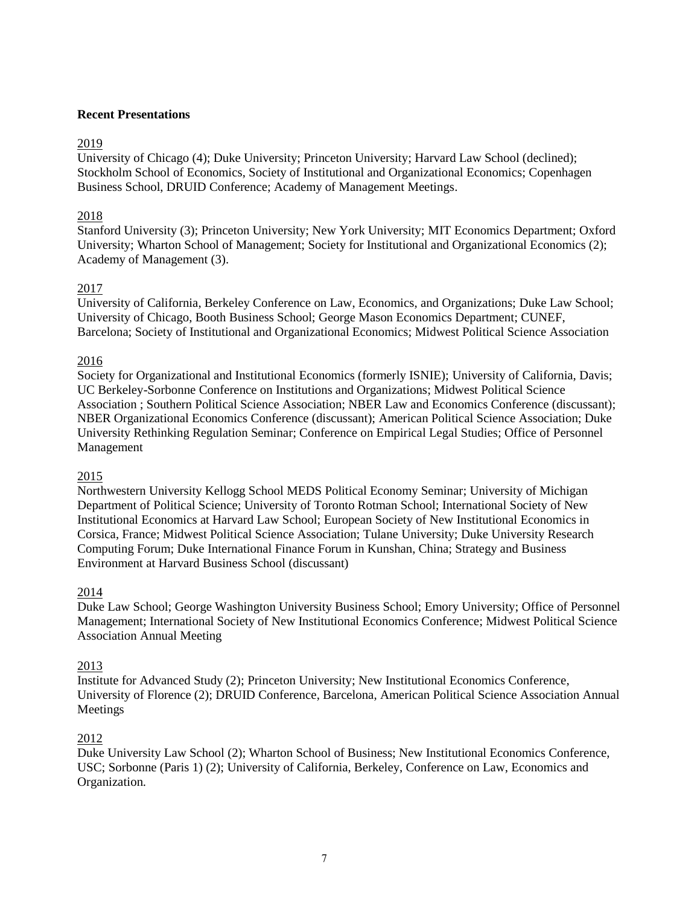**Recent Presentations**

<u>2019</u>
University of Chicago (4); Duke University; Princeton University; Harvard Law School (declined); Stockholm School of Economics, Society of Institutional and Organizational Economics; Copenhagen Business School, DRUID Conference; Academy of Management Meetings.

<u>2018</u>
Stanford University (3); Princeton University; New York University; MIT Economics Department; Oxford University; Wharton School of Management; Society for Institutional and Organizational Economics (2); Academy of Management (3).

<u>2017</u>
University of California, Berkeley Conference on Law, Economics, and Organizations; Duke Law School; University of Chicago, Booth Business School; George Mason Economics Department; CUNEF, Barcelona; Society of Institutional and Organizational Economics; Midwest Political Science Association

<u>2016</u>
Society for Organizational and Institutional Economics (formerly ISNIE); University of California, Davis; UC Berkeley-Sorbonne Conference on Institutions and Organizations; Midwest Political Science Association ; Southern Political Science Association; NBER Law and Economics Conference (discussant); NBER Organizational Economics Conference (discussant); American Political Science Association; Duke University Rethinking Regulation Seminar; Conference on Empirical Legal Studies; Office of Personnel Management

<u>2015</u>
Northwestern University Kellogg School MEDS Political Economy Seminar; University of Michigan Department of Political Science; University of Toronto Rotman School; International Society of New Institutional Economics at Harvard Law School; European Society of New Institutional Economics in Corsica, France; Midwest Political Science Association; Tulane University; Duke University Research Computing Forum; Duke International Finance Forum in Kunshan, China; Strategy and Business Environment at Harvard Business School (discussant)

<u>2014</u>
Duke Law School; George Washington University Business School; Emory University; Office of Personnel Management; International Society of New Institutional Economics Conference; Midwest Political Science Association Annual Meeting

<u>2013</u>
Institute for Advanced Study (2); Princeton University; New Institutional Economics Conference, University of Florence (2); DRUID Conference, Barcelona, American Political Science Association Annual Meetings

<u>2012</u>
Duke University Law School (2); Wharton School of Business; New Institutional Economics Conference, USC; Sorbonne (Paris 1) (2); University of California, Berkeley, Conference on Law, Economics and Organization.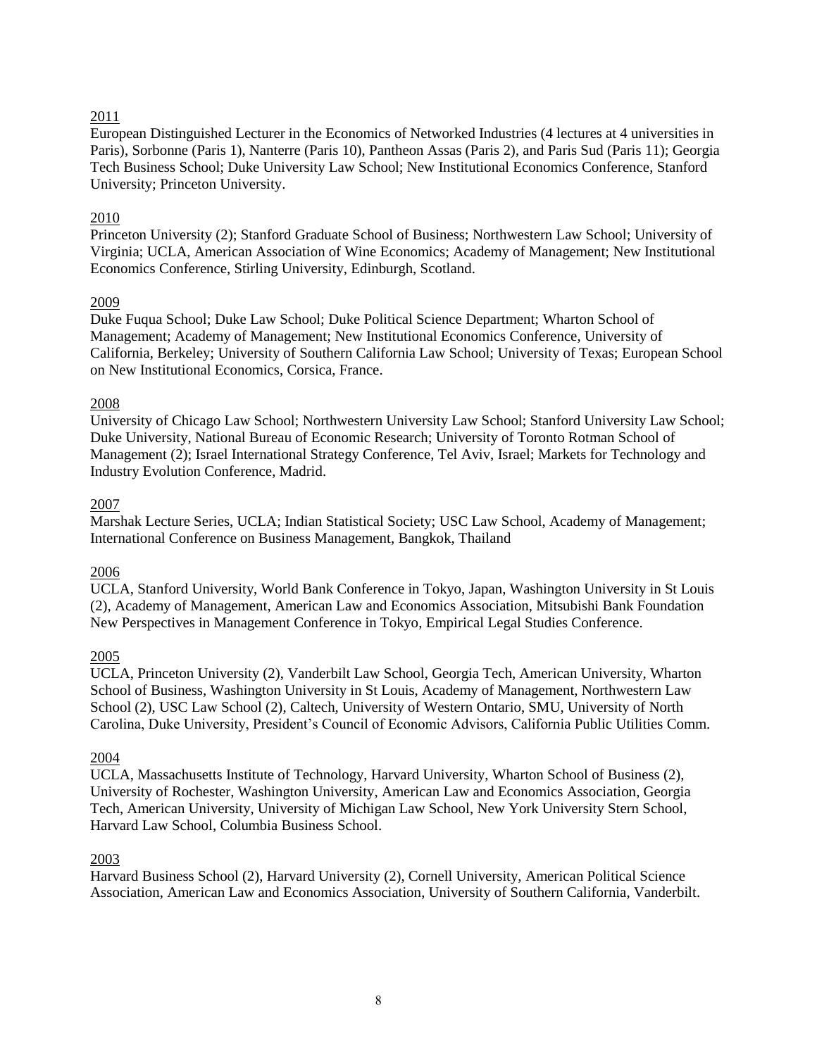<u>2011</u>

European Distinguished Lecturer in the Economics of Networked Industries (4 lectures at 4 universities in Paris), Sorbonne (Paris 1), Nanterre (Paris 10), Pantheon Assas (Paris 2), and Paris Sud (Paris 11); Georgia Tech Business School; Duke University Law School; New Institutional Economics Conference, Stanford University; Princeton University.

<u>2010</u>

Princeton University (2); Stanford Graduate School of Business; Northwestern Law School; University of Virginia; UCLA, American Association of Wine Economics; Academy of Management; New Institutional Economics Conference, Stirling University, Edinburgh, Scotland.

<u>2009</u>

Duke Fuqua School; Duke Law School; Duke Political Science Department; Wharton School of Management; Academy of Management; New Institutional Economics Conference, University of California, Berkeley; University of Southern California Law School; University of Texas; European School on New Institutional Economics, Corsica, France.

<u>2008</u>

University of Chicago Law School; Northwestern University Law School; Stanford University Law School; Duke University, National Bureau of Economic Research; University of Toronto Rotman School of Management (2); Israel International Strategy Conference, Tel Aviv, Israel; Markets for Technology and Industry Evolution Conference, Madrid.

<u>2007</u>

Marshak Lecture Series, UCLA; Indian Statistical Society; USC Law School, Academy of Management; International Conference on Business Management, Bangkok, Thailand

<u>2006</u>

UCLA, Stanford University, World Bank Conference in Tokyo, Japan, Washington University in St Louis (2), Academy of Management, American Law and Economics Association, Mitsubishi Bank Foundation New Perspectives in Management Conference in Tokyo, Empirical Legal Studies Conference.

<u>2005</u>

UCLA, Princeton University (2), Vanderbilt Law School, Georgia Tech, American University, Wharton School of Business, Washington University in St Louis, Academy of Management, Northwestern Law School (2), USC Law School (2), Caltech, University of Western Ontario, SMU, University of North Carolina, Duke University, President's Council of Economic Advisors, California Public Utilities Comm.

<u>2004</u>

UCLA, Massachusetts Institute of Technology, Harvard University, Wharton School of Business (2), University of Rochester, Washington University, American Law and Economics Association, Georgia Tech, American University, University of Michigan Law School, New York University Stern School, Harvard Law School, Columbia Business School.

<u>2003</u>

Harvard Business School (2), Harvard University (2), Cornell University, American Political Science Association, American Law and Economics Association, University of Southern California, Vanderbilt.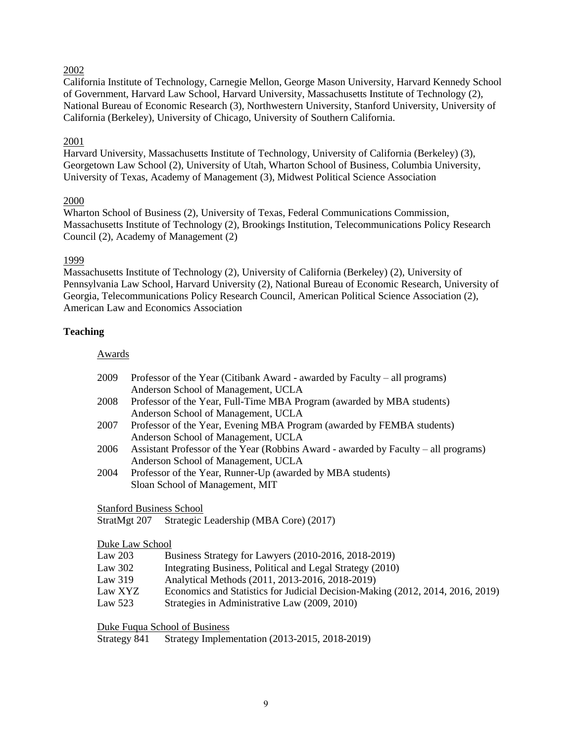2002

California Institute of Technology, Carnegie Mellon, George Mason University, Harvard Kennedy School of Government, Harvard Law School, Harvard University, Massachusetts Institute of Technology (2), National Bureau of Economic Research (3), Northwestern University, Stanford University, University of California (Berkeley), University of Chicago, University of Southern California.

2001

Harvard University, Massachusetts Institute of Technology, University of California (Berkeley) (3), Georgetown Law School (2), University of Utah, Wharton School of Business, Columbia University, University of Texas, Academy of Management (3), Midwest Political Science Association

2000

Wharton School of Business (2), University of Texas, Federal Communications Commission, Massachusetts Institute of Technology (2), Brookings Institution, Telecommunications Policy Research Council (2), Academy of Management (2)

1999

Massachusetts Institute of Technology (2), University of California (Berkeley) (2), University of Pennsylvania Law School, Harvard University (2), National Bureau of Economic Research, University of Georgia, Telecommunications Policy Research Council, American Political Science Association (2), American Law and Economics Association

**Teaching**

Awards

| | |
|---|---|
| 2009 | Professor of the Year (Citibank Award - awarded by Faculty – all programs)<br>Anderson School of Management, UCLA |
| 2008 | Professor of the Year, Full-Time MBA Program (awarded by MBA students)<br>Anderson School of Management, UCLA |
| 2007 | Professor of the Year, Evening MBA Program (awarded by FEMBA students)<br>Anderson School of Management, UCLA |
| 2006 | Assistant Professor of the Year (Robbins Award - awarded by Faculty – all programs)<br>Anderson School of Management, UCLA |
| 2004 | Professor of the Year, Runner-Up (awarded by MBA students)<br>Sloan School of Management, MIT |

Stanford Business School

| | |
|---|---|
| StratMgt 207 | Strategic Leadership (MBA Core) (2017) |

Duke Law School

| | |
|---|---|
| Law 203 | Business Strategy for Lawyers (2010-2016, 2018-2019) |
| Law 302 | Integrating Business, Political and Legal Strategy (2010) |
| Law 319 | Analytical Methods (2011, 2013-2016, 2018-2019) |
| Law XYZ | Economics and Statistics for Judicial Decision-Making (2012, 2014, 2016, 2019) |
| Law 523 | Strategies in Administrative Law (2009, 2010) |

Duke Fuqua School of Business

| | |
|---|---|
| Strategy 841 | Strategy Implementation (2013-2015, 2018-2019) |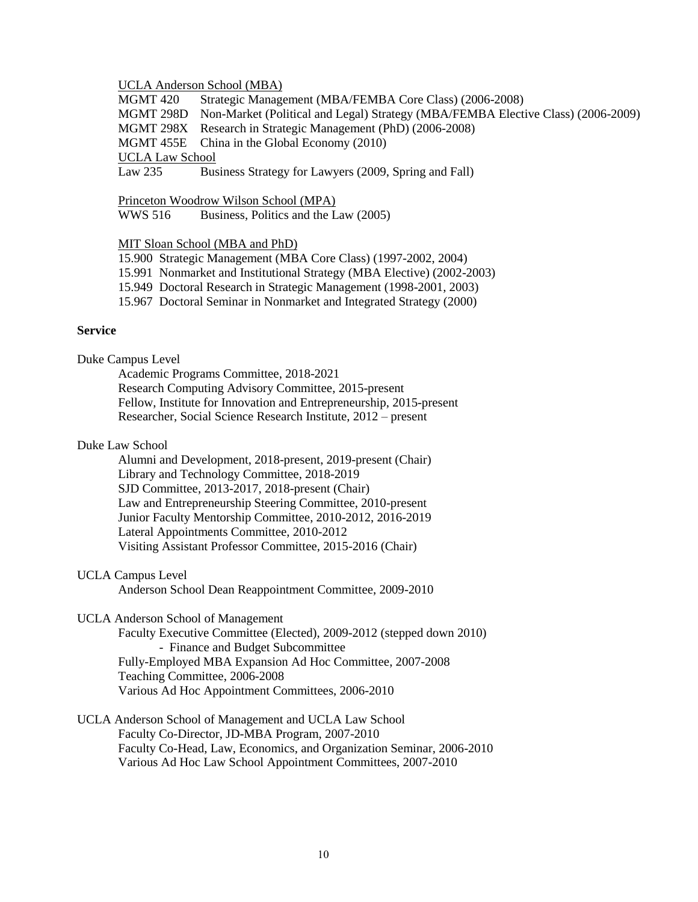UCLA Anderson School (MBA)

MGMT 420 Strategic Management (MBA/FEMBA Core Class) (2006-2008)
MGMT 298D Non-Market (Political and Legal) Strategy (MBA/FEMBA Elective Class) (2006-2009)
MGMT 298X Research in Strategic Management (PhD) (2006-2008)
MGMT 455E China in the Global Economy (2010)

UCLA Law School

Law 235 Business Strategy for Lawyers (2009, Spring and Fall)

Princeton Woodrow Wilson School (MPA)

WWS 516 Business, Politics and the Law (2005)

MIT Sloan School (MBA and PhD)

15.900 Strategic Management (MBA Core Class) (1997-2002, 2004)
15.991 Nonmarket and Institutional Strategy (MBA Elective) (2002-2003)
15.949 Doctoral Research in Strategic Management (1998-2001, 2003)
15.967 Doctoral Seminar in Nonmarket and Integrated Strategy (2000)

**Service**

Duke Campus Level

Academic Programs Committee, 2018-2021
Research Computing Advisory Committee, 2015-present
Fellow, Institute for Innovation and Entrepreneurship, 2015-present
Researcher, Social Science Research Institute, 2012 – present

Duke Law School

Alumni and Development, 2018-present, 2019-present (Chair)
Library and Technology Committee, 2018-2019
SJD Committee, 2013-2017, 2018-present (Chair)
Law and Entrepreneurship Steering Committee, 2010-present
Junior Faculty Mentorship Committee, 2010-2012, 2016-2019
Lateral Appointments Committee, 2010-2012
Visiting Assistant Professor Committee, 2015-2016 (Chair)

UCLA Campus Level

Anderson School Dean Reappointment Committee, 2009-2010

UCLA Anderson School of Management

Faculty Executive Committee (Elected), 2009-2012 (stepped down 2010)
- Finance and Budget Subcommittee

Fully-Employed MBA Expansion Ad Hoc Committee, 2007-2008
Teaching Committee, 2006-2008
Various Ad Hoc Appointment Committees, 2006-2010

UCLA Anderson School of Management and UCLA Law School

Faculty Co-Director, JD-MBA Program, 2007-2010
Faculty Co-Head, Law, Economics, and Organization Seminar, 2006-2010
Various Ad Hoc Law School Appointment Committees, 2007-2010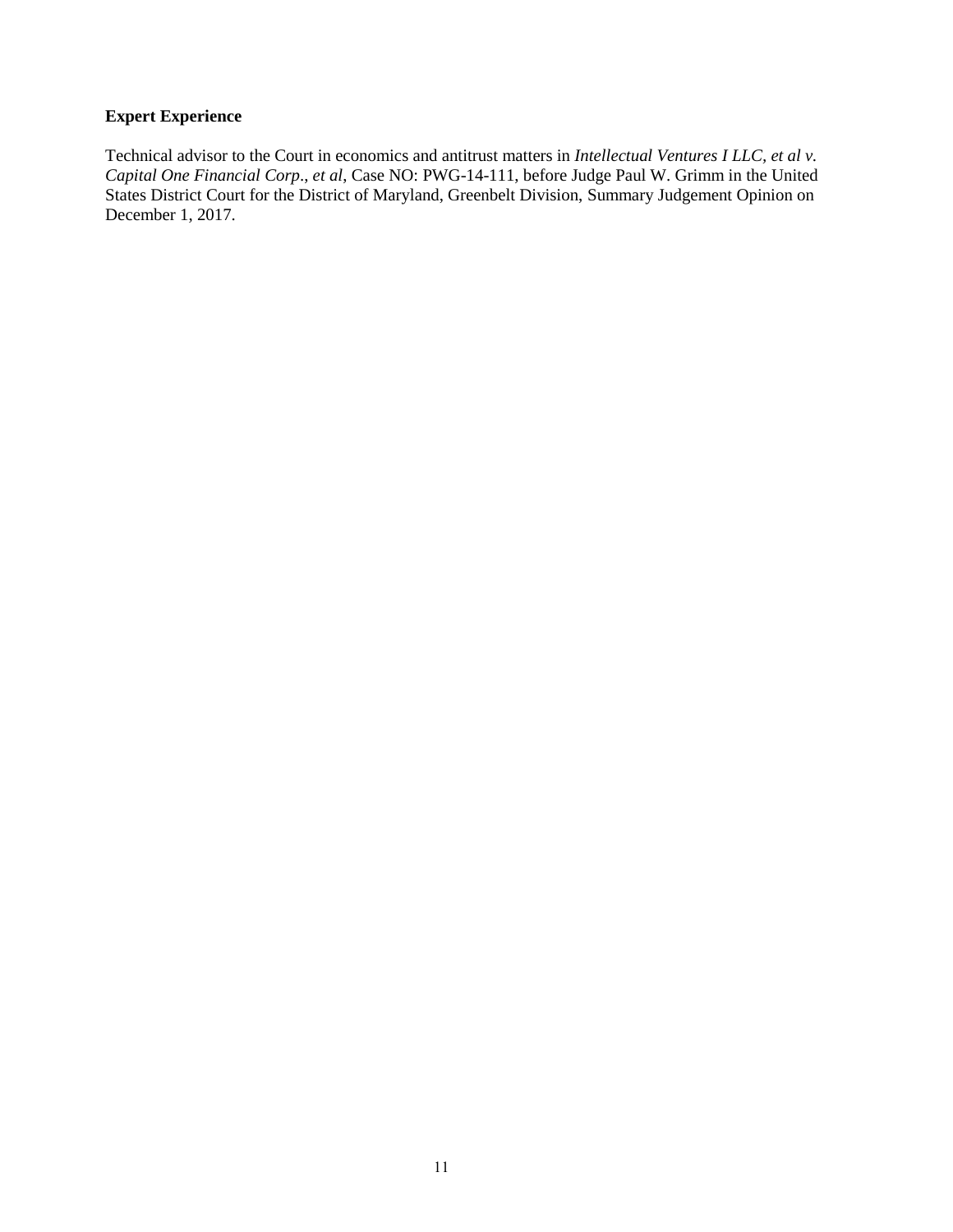**Expert Experience**

Technical advisor to the Court in economics and antitrust matters in *Intellectual Ventures I LLC, et al v. Capital One Financial Corp*., *et al*, Case NO: PWG-14-111, before Judge Paul W. Grimm in the United States District Court for the District of Maryland, Greenbelt Division, Summary Judgement Opinion on December 1, 2017.